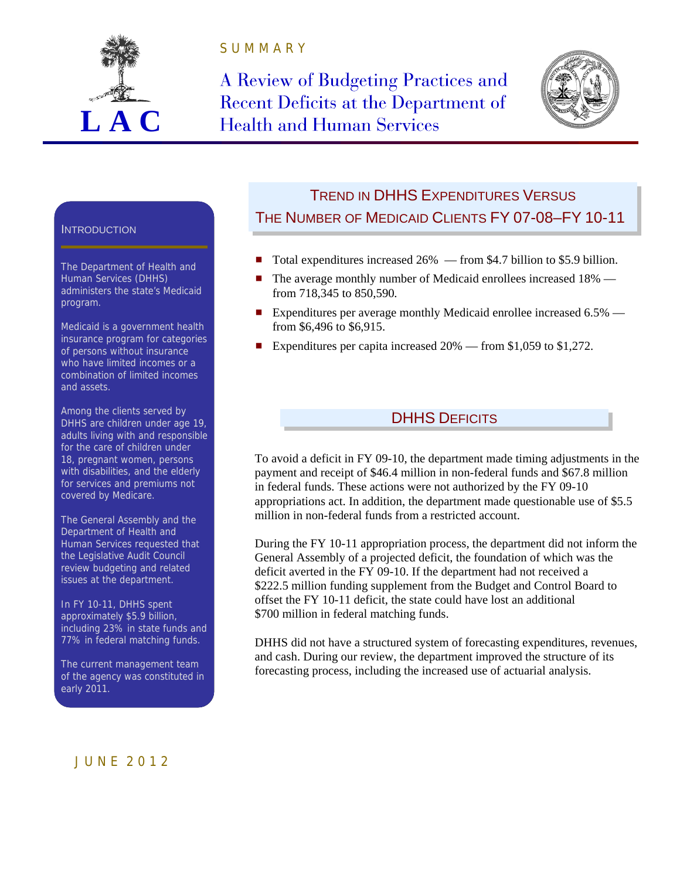SUMMARY

# A Review of Budgeting Practices and Recent Deficits at the Department of Health and Human Services

## Introduction

The Department of Health and Human Services (DHHS) administers the state's Medicaid program.

Medicaid is a government health insurance program for categories of persons without insurance who have limited incomes or a combination of limited incomes and assets.

Among the clients served by DHHS are children under age 19, adults living with and responsible for the care of children under 18, pregnant women, persons with disabilities, and the elderly for services and premiums not covered by Medicare.

The General Assembly and the Department of Health and Human Services requested that the Legislative Audit Council review budgeting and related issues at the department.

In FY 10-11, DHHS spent approximately $5.9 billion, including 23% in state funds and 77% in federal matching funds.

The current management team of the agency was constituted in early 2011.

## Trend in DHHS Expenditures Versus the Number of Medicaid Clients FY 07-08–FY 10-11

- Total expenditures increased 26% — from $4.7 billion to $5.9 billion.
- The average monthly number of Medicaid enrollees increased 18% — from 718,345 to 850,590.
- Expenditures per average monthly Medicaid enrollee increased 6.5% — from $6,496 to $6,915.
- Expenditures per capita increased 20% — from $1,059 to $1,272.

## DHHS Deficits

To avoid a deficit in FY 09-10, the department made timing adjustments in the payment and receipt of $46.4 million in non-federal funds and $67.8 million in federal funds. These actions were not authorized by the FY 09-10 appropriations act. In addition, the department made questionable use of $5.5 million in non-federal funds from a restricted account.

During the FY 10-11 appropriation process, the department did not inform the General Assembly of a projected deficit, the foundation of which was the deficit averted in the FY 09-10. If the department had not received a $222.5 million funding supplement from the Budget and Control Board to offset the FY 10-11 deficit, the state could have lost an additional $700 million in federal matching funds.

DHHS did not have a structured system of forecasting expenditures, revenues, and cash. During our review, the department improved the structure of its forecasting process, including the increased use of actuarial analysis.

JUNE 2012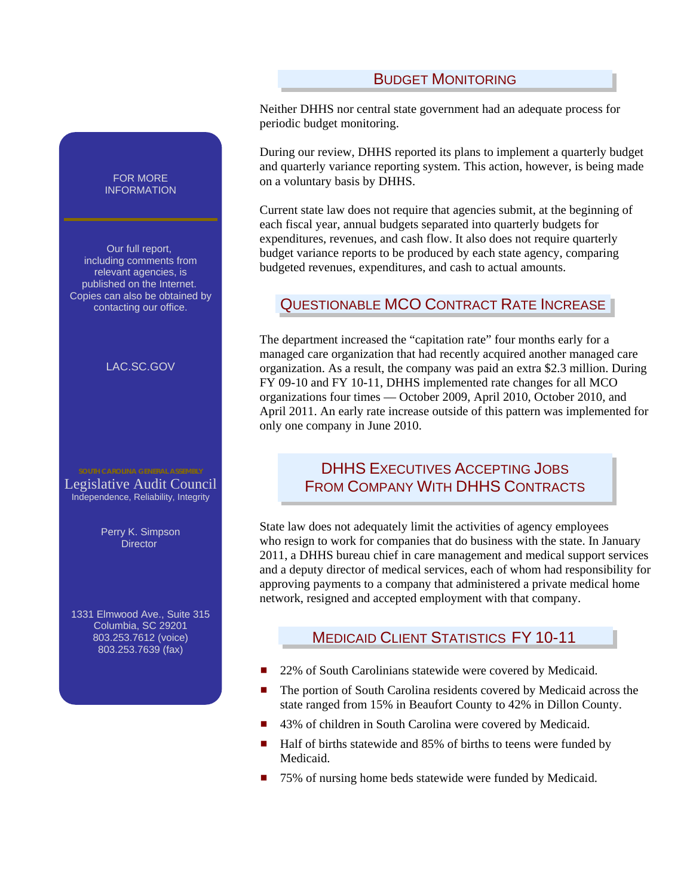## Budget Monitoring

Neither DHHS nor central state government had an adequate process for periodic budget monitoring.

During our review, DHHS reported its plans to implement a quarterly budget and quarterly variance reporting system. This action, however, is being made on a voluntary basis by DHHS.

Current state law does not require that agencies submit, at the beginning of each fiscal year, annual budgets separated into quarterly budgets for expenditures, revenues, and cash flow. It also does not require quarterly budget variance reports to be produced by each state agency, comparing budgeted revenues, expenditures, and cash to actual amounts.

## Questionable MCO Contract Rate Increase

The department increased the "capitation rate" four months early for a managed care organization that had recently acquired another managed care organization. As a result, the company was paid an extra $2.3 million. During FY 09-10 and FY 10-11, DHHS implemented rate changes for all MCO organizations four times — October 2009, April 2010, October 2010, and April 2011. An early rate increase outside of this pattern was implemented for only one company in June 2010.

## DHHS Executives Accepting Jobs From Company With DHHS Contracts

State law does not adequately limit the activities of agency employees who resign to work for companies that do business with the state. In January 2011, a DHHS bureau chief in care management and medical support services and a deputy director of medical services, each of whom had responsibility for approving payments to a company that administered a private medical home network, resigned and accepted employment with that company.

## Medicaid Client Statistics FY 10-11

- 22% of South Carolinians statewide were covered by Medicaid.
- The portion of South Carolina residents covered by Medicaid across the state ranged from 15% in Beaufort County to 42% in Dillon County.
- 43% of children in South Carolina were covered by Medicaid.
- Half of births statewide and 85% of births to teens were funded by Medicaid.
- 75% of nursing home beds statewide were funded by Medicaid.

---

FOR MORE INFORMATION

Our full report, including comments from relevant agencies, is published on the Internet. Copies can also be obtained by contacting our office.

LAC.SC.GOV

SOUTH CAROLINA GENERAL ASSEMBLY
Legislative Audit Council
Independence, Reliability, Integrity

Perry K. Simpson
Director

1331 Elmwood Ave., Suite 315
Columbia, SC 29201
803.253.7612 (voice)
803.253.7639 (fax)